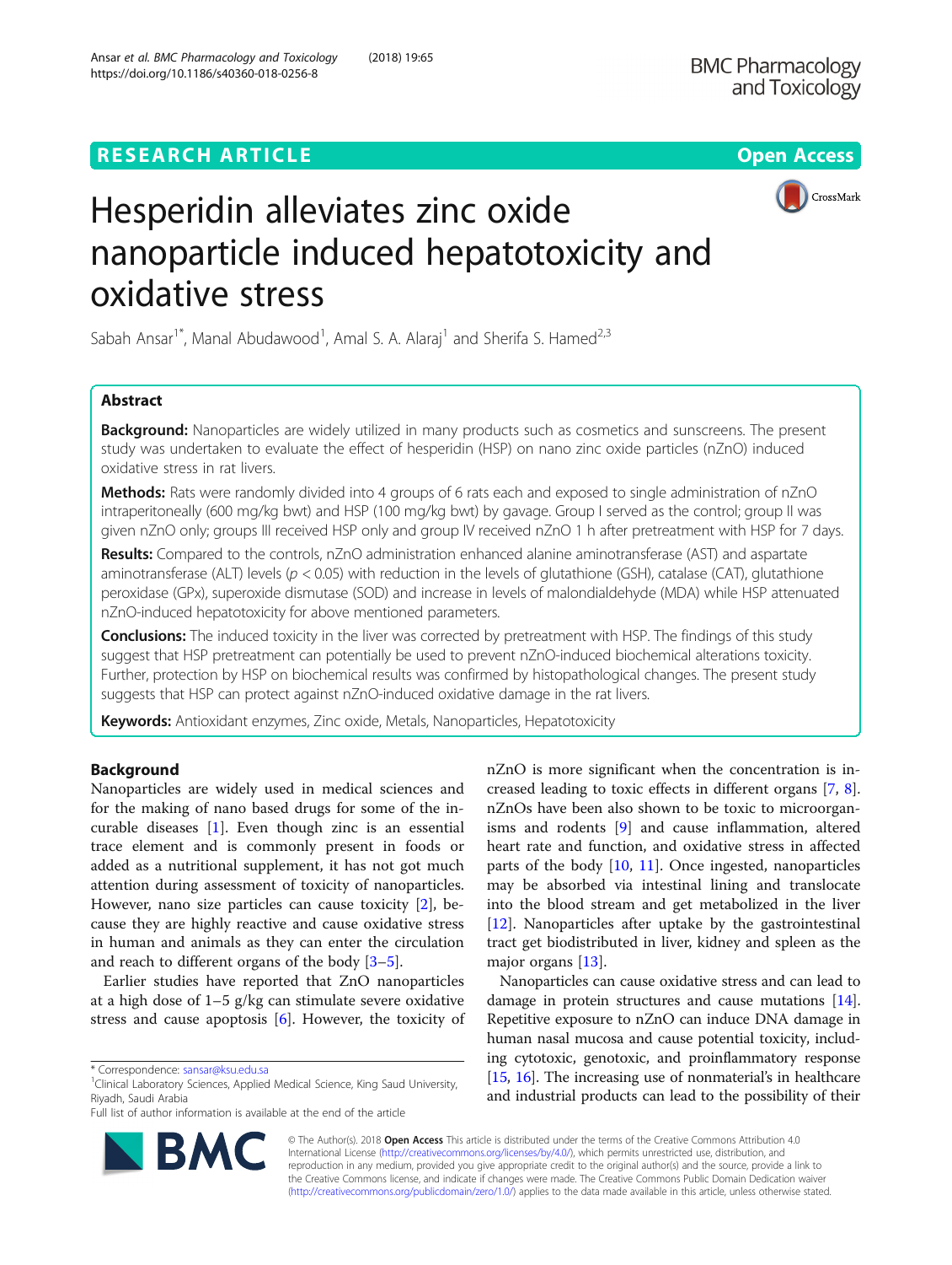RESEARCH ARTICLE

Open Access

# Hesperidin alleviates zinc oxide nanoparticle induced hepatotoxicity and oxidative stress

Sabah Ansar[1*], Manal Abudawood[1], Amal S. A. Alaraj[1] and Sherifa S. Hamed[2,3]

## Abstract

**Background:** Nanoparticles are widely utilized in many products such as cosmetics and sunscreens. The present study was undertaken to evaluate the effect of hesperidin (HSP) on nano zinc oxide particles (nZnO) induced oxidative stress in rat livers.

**Methods:** Rats were randomly divided into 4 groups of 6 rats each and exposed to single administration of nZnO intraperitoneally (600 mg/kg bwt) and HSP (100 mg/kg bwt) by gavage. Group I served as the control; group II was given nZnO only; groups III received HSP only and group IV received nZnO 1 h after pretreatment with HSP for 7 days.

**Results:** Compared to the controls, nZnO administration enhanced alanine aminotransferase (AST) and aspartate aminotransferase (ALT) levels ($p < 0.05$) with reduction in the levels of glutathione (GSH), catalase (CAT), glutathione peroxidase (GPx), superoxide dismutase (SOD) and increase in levels of malondialdehyde (MDA) while HSP attenuated nZnO-induced hepatotoxicity for above mentioned parameters.

**Conclusions:** The induced toxicity in the liver was corrected by pretreatment with HSP. The findings of this study suggest that HSP pretreatment can potentially be used to prevent nZnO-induced biochemical alterations toxicity. Further, protection by HSP on biochemical results was confirmed by histopathological changes. The present study suggests that HSP can protect against nZnO-induced oxidative damage in the rat livers.

**Keywords:** Antioxidant enzymes, Zinc oxide, Metals, Nanoparticles, Hepatotoxicity

## Background

Nanoparticles are widely used in medical sciences and for the making of nano based drugs for some of the incurable diseases [1]. Even though zinc is an essential trace element and is commonly present in foods or added as a nutritional supplement, it has not got much attention during assessment of toxicity of nanoparticles. However, nano size particles can cause toxicity [2], because they are highly reactive and cause oxidative stress in human and animals as they can enter the circulation and reach to different organs of the body [3–5].

Earlier studies have reported that ZnO nanoparticles at a high dose of 1–5 g/kg can stimulate severe oxidative stress and cause apoptosis [6]. However, the toxicity of nZnO is more significant when the concentration is increased leading to toxic effects in different organs [7, 8]. nZnOs have been also shown to be toxic to microorganisms and rodents [9] and cause inflammation, altered heart rate and function, and oxidative stress in affected parts of the body [10, 11]. Once ingested, nanoparticles may be absorbed via intestinal lining and translocate into the blood stream and get metabolized in the liver [12]. Nanoparticles after uptake by the gastrointestinal tract get biodistributed in liver, kidney and spleen as the major organs [13].

Nanoparticles can cause oxidative stress and can lead to damage in protein structures and cause mutations [14]. Repetitive exposure to nZnO can induce DNA damage in human nasal mucosa and cause potential toxicity, including cytotoxic, genotoxic, and proinflammatory response [15, 16]. The increasing use of nonmaterial's in healthcare and industrial products can lead to the possibility of their

\* Correspondence: sansar@ksu.edu.sa
[1]Clinical Laboratory Sciences, Applied Medical Science, King Saud University, Riyadh, Saudi Arabia
Full list of author information is available at the end of the article

© The Author(s). 2018 **Open Access** This article is distributed under the terms of the Creative Commons Attribution 4.0 International License (http://creativecommons.org/licenses/by/4.0/), which permits unrestricted use, distribution, and reproduction in any medium, provided you give appropriate credit to the original author(s) and the source, provide a link to the Creative Commons license, and indicate if changes were made. The Creative Commons Public Domain Dedication waiver (http://creativecommons.org/publicdomain/zero/1.0/) applies to the data made available in this article, unless otherwise stated.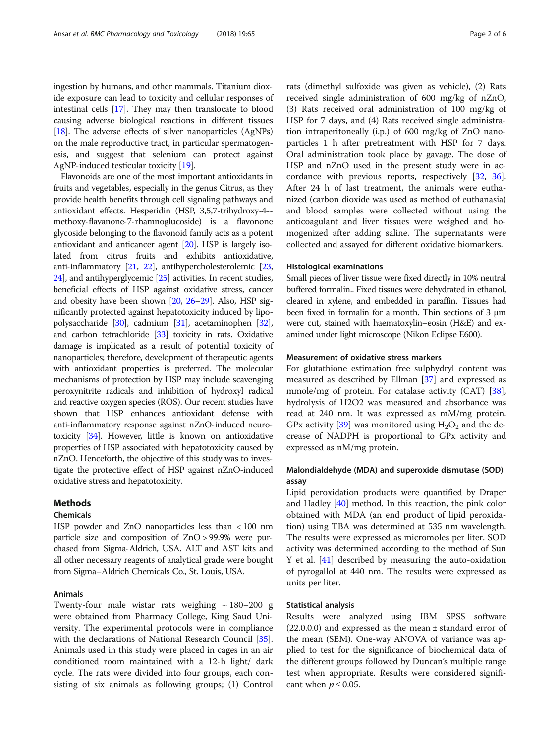ingestion by humans, and other mammals. Titanium dioxide exposure can lead to toxicity and cellular responses of intestinal cells [17]. They may then translocate to blood causing adverse biological reactions in different tissues [18]. The adverse effects of silver nanoparticles (AgNPs) on the male reproductive tract, in particular spermatogenesis, and suggest that selenium can protect against AgNP-induced testicular toxicity [19].

Flavonoids are one of the most important antioxidants in fruits and vegetables, especially in the genus Citrus, as they provide health benefits through cell signaling pathways and antioxidant effects. Hesperidin (HSP, 3,5,7-trihydroxy-4--methoxy-flavanone-7-rhamnoglucoside) is a flavonone glycoside belonging to the flavonoid family acts as a potent antioxidant and anticancer agent [20]. HSP is largely isolated from citrus fruits and exhibits antioxidative, anti-inflammatory [21, 22], antihypercholesterolemic [23, 24], and antihyperglycemic [25] activities. In recent studies, beneficial effects of HSP against oxidative stress, cancer and obesity have been shown [20, 26–29]. Also, HSP significantly protected against hepatotoxicity induced by lipopolysaccharide [30], cadmium [31], acetaminophen [32], and carbon tetrachloride [33] toxicity in rats. Oxidative damage is implicated as a result of potential toxicity of nanoparticles; therefore, development of therapeutic agents with antioxidant properties is preferred. The molecular mechanisms of protection by HSP may include scavenging peroxynitrite radicals and inhibition of hydroxyl radical and reactive oxygen species (ROS). Our recent studies have shown that HSP enhances antioxidant defense with anti-inflammatory response against nZnO-induced neurotoxicity [34]. However, little is known on antioxidative properties of HSP associated with hepatotoxicity caused by nZnO. Henceforth, the objective of this study was to investigate the protective effect of HSP against nZnO-induced oxidative stress and hepatotoxicity.

## Methods

### Chemicals

HSP powder and ZnO nanoparticles less than < 100 nm particle size and composition of ZnO > 99.9% were purchased from Sigma-Aldrich, USA. ALT and AST kits and all other necessary reagents of analytical grade were bought from Sigma–Aldrich Chemicals Co., St. Louis, USA.

### Animals

Twenty-four male wistar rats weighing ~ 180–200 g were obtained from Pharmacy College, King Saud University. The experimental protocols were in compliance with the declarations of National Research Council [35]. Animals used in this study were placed in cages in an air conditioned room maintained with a 12-h light/ dark cycle. The rats were divided into four groups, each consisting of six animals as following groups; (1) Control rats (dimethyl sulfoxide was given as vehicle), (2) Rats received single administration of 600 mg/kg of nZnO, (3) Rats received oral administration of 100 mg/kg of HSP for 7 days, and (4) Rats received single administration intraperitoneally (i.p.) of 600 mg/kg of ZnO nanoparticles 1 h after pretreatment with HSP for 7 days. Oral administration took place by gavage. The dose of HSP and nZnO used in the present study were in accordance with previous reports, respectively [32, 36]. After 24 h of last treatment, the animals were euthanized (carbon dioxide was used as method of euthanasia) and blood samples were collected without using the anticoagulant and liver tissues were weighed and homogenized after adding saline. The supernatants were collected and assayed for different oxidative biomarkers.

### Histological examinations

Small pieces of liver tissue were fixed directly in 10% neutral buffered formalin.. Fixed tissues were dehydrated in ethanol, cleared in xylene, and embedded in paraffin. Tissues had been fixed in formalin for a month. Thin sections of 3 μm were cut, stained with haematoxylin–eosin (H&E) and examined under light microscope (Nikon Eclipse E600).

### Measurement of oxidative stress markers

For glutathione estimation free sulphydryl content was measured as described by Ellman [37] and expressed as mmole/mg of protein. For catalase activity (CAT) [38], hydrolysis of H2O2 was measured and absorbance was read at 240 nm. It was expressed as mM/mg protein. GPx activity [39] was monitored using $H_2O_2$ and the decrease of NADPH is proportional to GPx activity and expressed as nM/mg protein.

### Malondialdehyde (MDA) and superoxide dismutase (SOD) assay

Lipid peroxidation products were quantified by Draper and Hadley [40] method. In this reaction, the pink color obtained with MDA (an end product of lipid peroxidation) using TBA was determined at 535 nm wavelength. The results were expressed as micromoles per liter. SOD activity was determined according to the method of Sun Y et al. [41] described by measuring the auto-oxidation of pyrogallol at 440 nm. The results were expressed as units per liter.

### Statistical analysis

Results were analyzed using IBM SPSS software (22.0.0.0) and expressed as the mean ± standard error of the mean (SEM). One-way ANOVA of variance was applied to test for the significance of biochemical data of the different groups followed by Duncan's multiple range test when appropriate. Results were considered significant when $p \leq 0.05$.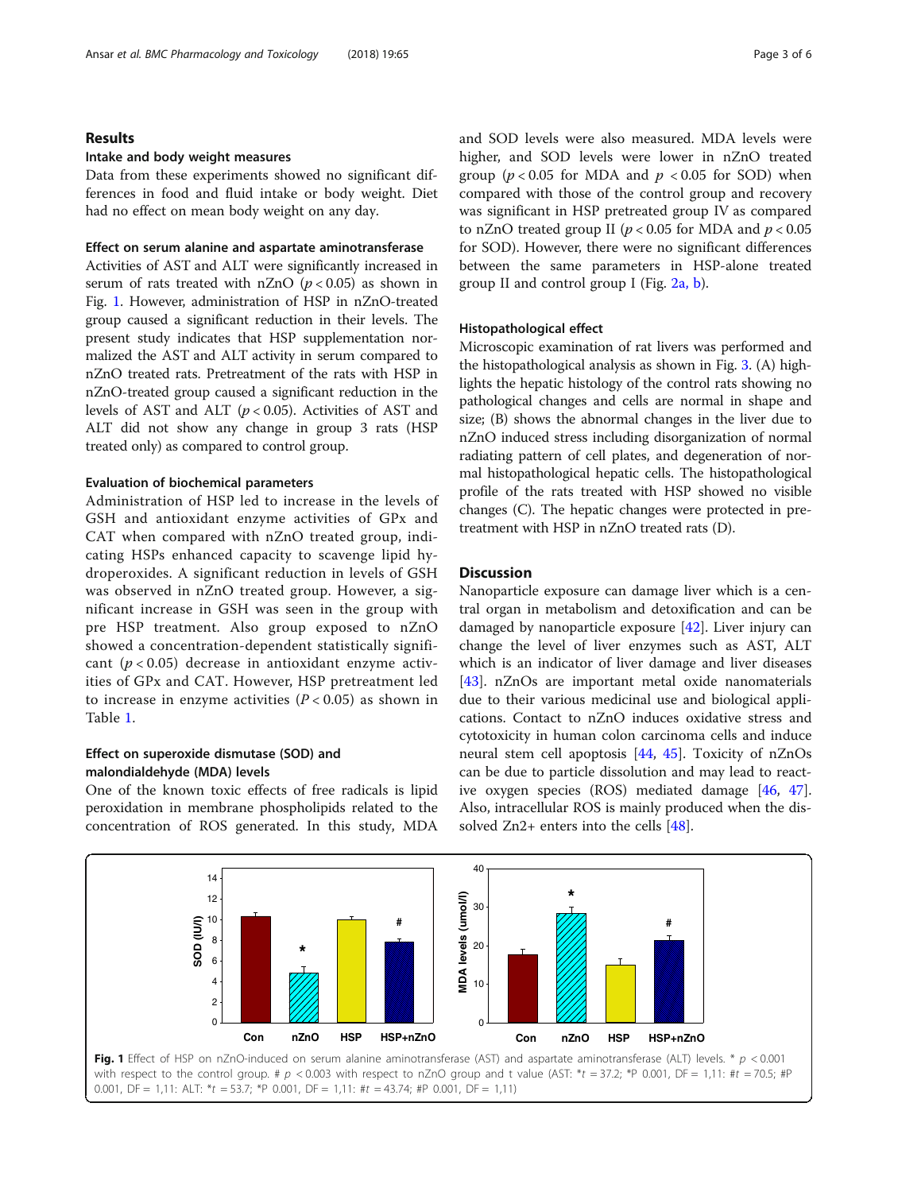## Results

### Intake and body weight measures

Data from these experiments showed no significant differences in food and fluid intake or body weight. Diet had no effect on mean body weight on any day.

### Effect on serum alanine and aspartate aminotransferase

Activities of AST and ALT were significantly increased in serum of rats treated with nZnO ($p < 0.05$) as shown in Fig. 1. However, administration of HSP in nZnO-treated group caused a significant reduction in their levels. The present study indicates that HSP supplementation normalized the AST and ALT activity in serum compared to nZnO treated rats. Pretreatment of the rats with HSP in nZnO-treated group caused a significant reduction in the levels of AST and ALT ($p < 0.05$). Activities of AST and ALT did not show any change in group 3 rats (HSP treated only) as compared to control group.

### Evaluation of biochemical parameters

Administration of HSP led to increase in the levels of GSH and antioxidant enzyme activities of GPx and CAT when compared with nZnO treated group, indicating HSPs enhanced capacity to scavenge lipid hydroperoxides. A significant reduction in levels of GSH was observed in nZnO treated group. However, a significant increase in GSH was seen in the group with pre HSP treatment. Also group exposed to nZnO showed a concentration-dependent statistically significant ($p < 0.05$) decrease in antioxidant enzyme activities of GPx and CAT. However, HSP pretreatment led to increase in enzyme activities ($P < 0.05$) as shown in Table 1.

### Effect on superoxide dismutase (SOD) and malondialdehyde (MDA) levels

One of the known toxic effects of free radicals is lipid peroxidation in membrane phospholipids related to the concentration of ROS generated. In this study, MDA and SOD levels were also measured. MDA levels were higher, and SOD levels were lower in nZnO treated group ($p < 0.05$ for MDA and $p < 0.05$ for SOD) when compared with those of the control group and recovery was significant in HSP pretreated group IV as compared to nZnO treated group II ($p < 0.05$ for MDA and $p < 0.05$ for SOD). However, there were no significant differences between the same parameters in HSP-alone treated group II and control group I (Fig. 2a, b).

### Histopathological effect

Microscopic examination of rat livers was performed and the histopathological analysis as shown in Fig. 3. (A) highlights the hepatic histology of the control rats showing no pathological changes and cells are normal in shape and size; (B) shows the abnormal changes in the liver due to nZnO induced stress including disorganization of normal radiating pattern of cell plates, and degeneration of normal histopathological hepatic cells. The histopathological profile of the rats treated with HSP showed no visible changes (C). The hepatic changes were protected in pretreatment with HSP in nZnO treated rats (D).

## Discussion

Nanoparticle exposure can damage liver which is a central organ in metabolism and detoxification and can be damaged by nanoparticle exposure [42]. Liver injury can change the level of liver enzymes such as AST, ALT which is an indicator of liver damage and liver diseases [43]. nZnOs are important metal oxide nanomaterials due to their various medicinal use and biological applications. Contact to nZnO induces oxidative stress and cytotoxicity in human colon carcinoma cells and induce neural stem cell apoptosis [44, 45]. Toxicity of nZnOs can be due to particle dissolution and may lead to reactive oxygen species (ROS) mediated damage [46, 47]. Also, intracellular ROS is mainly produced when the dissolved $Zn^{2+}$ enters into the cells [48].

**Fig. 1** Effect of HSP on nZnO-induced on serum alanine aminotransferase (AST) and aspartate aminotransferase (ALT) levels. * $p < 0.001$ with respect to the control group. # $p < 0.003$ with respect to nZnO group and t value (AST: *$t = 37.2$; *P 0.001, DF = 1,11: #$t = 70.5$; #P 0.001, DF = 1,11: ALT: *$t = 53.7$; *P 0.001, DF = 1,11: #$t = 43.74$; #P 0.001, DF = 1,11)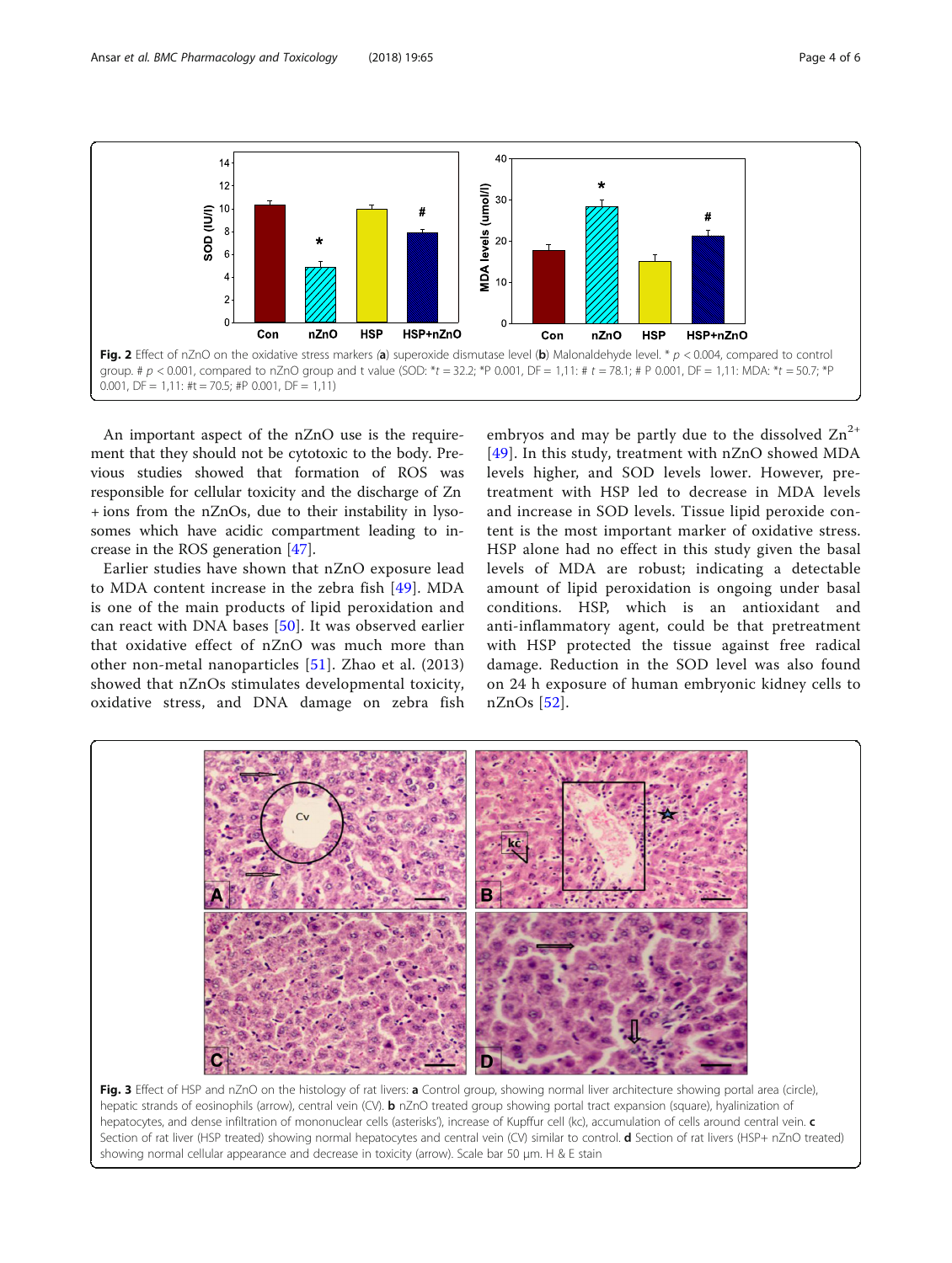**Fig. 2** Effect of nZnO on the oxidative stress markers (**a**) superoxide dismutase level (**b**) Malonaldehyde level. * $p < 0.004$, compared to control group. # $p < 0.001$, compared to nZnO group and t value (SOD: *$t = 32.2$; *P 0.001, DF = 1,11: # $t = 78.1$; # P 0.001, DF = 1,11: MDA: *$t = 50.7$; *P 0.001, DF = 1,11: #t = 70.5; #P 0.001, DF = 1,11)

An important aspect of the nZnO use is the requirement that they should not be cytotoxic to the body. Previous studies showed that formation of ROS was responsible for cellular toxicity and the discharge of Zn + ions from the nZnOs, due to their instability in lysosomes which have acidic compartment leading to increase in the ROS generation [47].

Earlier studies have shown that nZnO exposure lead to MDA content increase in the zebra fish [49]. MDA is one of the main products of lipid peroxidation and can react with DNA bases [50]. It was observed earlier that oxidative effect of nZnO was much more than other non-metal nanoparticles [51]. Zhao et al. (2013) showed that nZnOs stimulates developmental toxicity, oxidative stress, and DNA damage on zebra fish embryos and may be partly due to the dissolved $Zn^{2+}$ [49]. In this study, treatment with nZnO showed MDA levels higher, and SOD levels lower. However, pretreatment with HSP led to decrease in MDA levels and increase in SOD levels. Tissue lipid peroxide content is the most important marker of oxidative stress. HSP alone had no effect in this study given the basal levels of MDA are robust; indicating a detectable amount of lipid peroxidation is ongoing under basal conditions. HSP, which is an antioxidant and anti-inflammatory agent, could be that pretreatment with HSP protected the tissue against free radical damage. Reduction in the SOD level was also found on 24 h exposure of human embryonic kidney cells to nZnOs [52].

**Fig. 3** Effect of HSP and nZnO on the histology of rat livers: **a** Control group, showing normal liver architecture showing portal area (circle), hepatic strands of eosinophils (arrow), central vein (CV). **b** nZnO treated group showing portal tract expansion (square), hyalinization of hepatocytes, and dense infiltration of mononuclear cells (asterisks'), increase of Kupffur cell (kc), accumulation of cells around central vein. **c** Section of rat liver (HSP treated) showing normal hepatocytes and central vein (CV) similar to control. **d** Section of rat livers (HSP+ nZnO treated) showing normal cellular appearance and decrease in toxicity (arrow). Scale bar 50 μm. H & E stain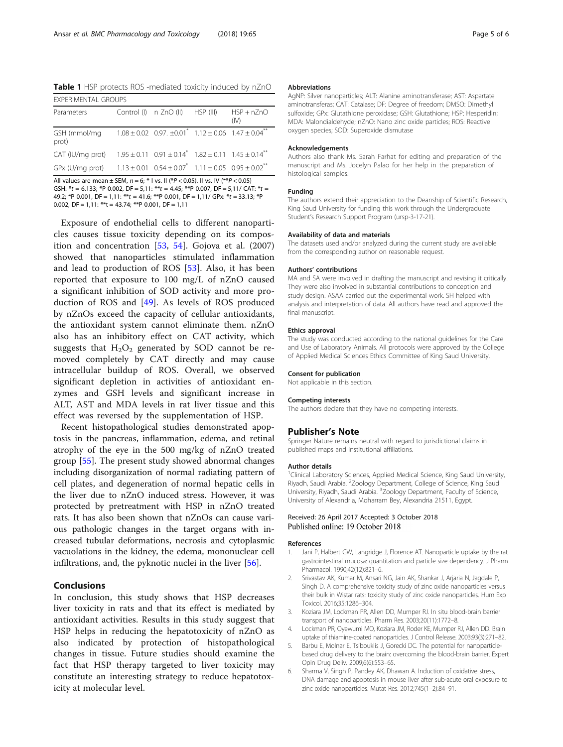**Table 1** HSP protects ROS -mediated toxicity induced by nZnO

| EXPERIMENTAL GROUPS | | | | |
|---|---|---|---|---|
| Parameters | Control (I) | n ZnO (II) | HSP (III) | HSP + nZnO (IV) |
| GSH (mmol/mg prot) | 1.08 ± 0.02 | 0.97. ±0.01* | 1.12 ± 0.06 | 1.47 ± 0.04** |
| CAT (IU/mg prot) | 1.95 ± 0.11 | 0.91 ± 0.14* | 1.82 ± 0.11 | 1.45 ± 0.14** |
| GPx (U/mg prot) | 1.13 ± 0.01 | 0.54 ± 0.07* | 1.11 ± 0.05 | 0.95 ± 0.02** |

All values are mean ± SEM, $n = 6$; * I vs. II (*$P < 0.05$). II vs. IV (**$P < 0.05$)
GSH: *$t = 6.133$; *P 0.002, DF = 5,11: **$t = 4.45$; **P 0.007, DF = 5,11/ CAT: *$t = 49.2$; *P 0.001, DF = 1,11: **$t = 41.6$; **P 0.001, DF = 1,11/ GPx: *$t = 33.13$; *P 0.002, DF = 1,11: **t = 43.74; **P 0.001, DF = 1,11

Exposure of endothelial cells to different nanoparticles causes tissue toxicity depending on its composition and concentration [53, 54]. Gojova et al. (2007) showed that nanoparticles stimulated inflammation and lead to production of ROS [53]. Also, it has been reported that exposure to 100 mg/L of nZnO caused a significant inhibition of SOD activity and more production of ROS and [49]. As levels of ROS produced by nZnOs exceed the capacity of cellular antioxidants, the antioxidant system cannot eliminate them. nZnO also has an inhibitory effect on CAT activity, which suggests that $H_2O_2$ generated by SOD cannot be removed completely by CAT directly and may cause intracellular buildup of ROS. Overall, we observed significant depletion in activities of antioxidant enzymes and GSH levels and significant increase in ALT, AST and MDA levels in rat liver tissue and this effect was reversed by the supplementation of HSP.

Recent histopathological studies demonstrated apoptosis in the pancreas, inflammation, edema, and retinal atrophy of the eye in the 500 mg/kg of nZnO treated group [55]. The present study showed abnormal changes including disorganization of normal radiating pattern of cell plates, and degeneration of normal hepatic cells in the liver due to nZnO induced stress. However, it was protected by pretreatment with HSP in nZnO treated rats. It has also been shown that nZnOs can cause various pathologic changes in the target organs with increased tubular deformations, necrosis and cytoplasmic vacuolations in the kidney, the edema, mononuclear cell infiltrations, and, the pyknotic nuclei in the liver [56].

## Conclusions

In conclusion, this study shows that HSP decreases liver toxicity in rats and that its effect is mediated by antioxidant activities. Results in this study suggest that HSP helps in reducing the hepatotoxicity of nZnO as also indicated by protection of histopathological changes in tissue. Future studies should examine the fact that HSP therapy targeted to liver toxicity may constitute an interesting strategy to reduce hepatotoxicity at molecular level.

### Abbreviations

AgNP: Silver nanoparticles; ALT: Alanine aminotransferase; AST: Aspartate aminotransferas; CAT: Catalase; DF: Degree of freedom; DMSO: Dimethyl sulfoxide; GPx: Glutathione peroxidase; GSH: Glutathione; HSP: Hesperidin; MDA: Malondialdehyde; nZnO: Nano zinc oxide particles; ROS: Reactive oxygen species; SOD: Superoxide dismutase

### Acknowledgements

Authors also thank Ms. Sarah Farhat for editing and preparation of the manuscript and Ms. Jocelyn Palao for her help in the preparation of histological samples.

### Funding

The authors extend their appreciation to the Deanship of Scientific Research, King Saud University for funding this work through the Undergraduate Student's Research Support Program (ursp-3-17-21).

### Availability of data and materials

The datasets used and/or analyzed during the current study are available from the corresponding author on reasonable request.

### Authors' contributions

MA and SA were involved in drafting the manuscript and revising it critically. They were also involved in substantial contributions to conception and study design. ASAA carried out the experimental work. SH helped with analysis and interpretation of data. All authors have read and approved the final manuscript.

### Ethics approval

The study was conducted according to the national guidelines for the Care and Use of Laboratory Animals. All protocols were approved by the College of Applied Medical Sciences Ethics Committee of King Saud University.

### Consent for publication

Not applicable in this section.

### Competing interests

The authors declare that they have no competing interests.

## Publisher's Note

Springer Nature remains neutral with regard to jurisdictional claims in published maps and institutional affiliations.

### Author details

[1]Clinical Laboratory Sciences, Applied Medical Science, King Saud University, Riyadh, Saudi Arabia. [2]Zoology Department, College of Science, King Saud University, Riyadh, Saudi Arabia. [3]Zoology Department, Faculty of Science, University of Alexandria, Moharram Bey, Alexandria 21511, Egypt.

Received: 26 April 2017 Accepted: 3 October 2018
Published online: 19 October 2018

### References

1. Jani P, Halbert GW, Langridge J, Florence AT. Nanoparticle uptake by the rat gastrointestinal mucosa: quantitation and particle size dependency. J Pharm Pharmacol. 1990;42(12):821–6.
2. Srivastav AK, Kumar M, Ansari NG, Jain AK, Shankar J, Arjaria N, Jagdale P, Singh D. A comprehensive toxicity study of zinc oxide nanoparticles versus their bulk in Wistar rats: toxicity study of zinc oxide nanoparticles. Hum Exp Toxicol. 2016;35:1286–304.
3. Koziara JM, Lockman PR, Allen DD, Mumper RJ. In situ blood-brain barrier transport of nanoparticles. Pharm Res. 2003;20(11):1772–8.
4. Lockman PR, Oyewumi MO, Koziara JM, Roder KE, Mumper RJ, Allen DD. Brain uptake of thiamine-coated nanoparticles. J Control Release. 2003;93(3):271–82.
5. Barbu E, Molnar E, Tsibouklis J, Gorecki DC. The potential for nanoparticle-based drug delivery to the brain: overcoming the blood-brain barrier. Expert Opin Drug Deliv. 2009;6(6):553–65.
6. Sharma V, Singh P, Pandey AK, Dhawan A. Induction of oxidative stress, DNA damage and apoptosis in mouse liver after sub-acute oral exposure to zinc oxide nanoparticles. Mutat Res. 2012;745(1–2):84–91.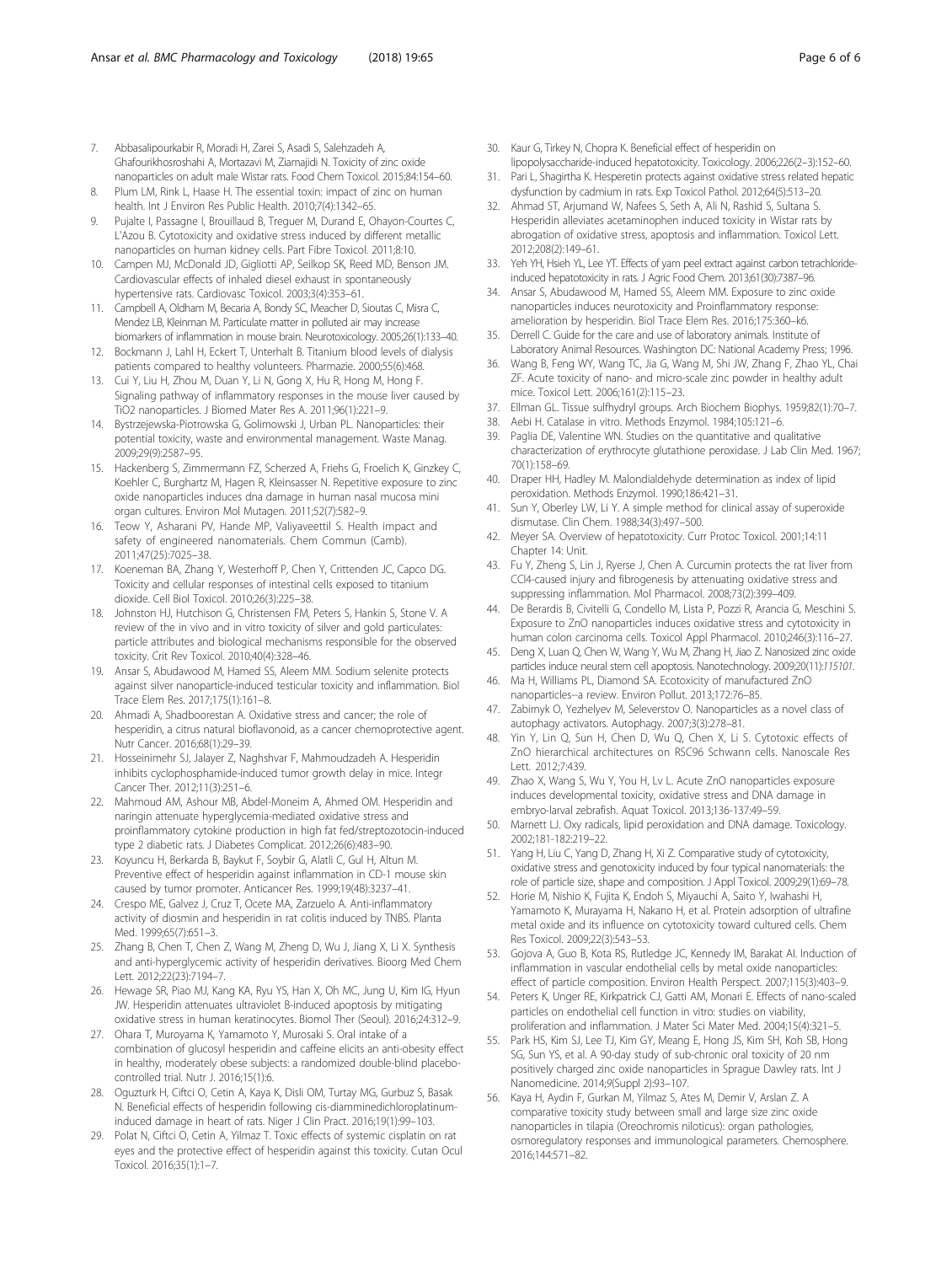7. Abbasalipourkabir R, Moradi H, Zarei S, Asadi S, Salehzadeh A, Ghafourikhosroshahi A, Mortazavi M, Ziamajidi N. Toxicity of zinc oxide nanoparticles on adult male Wistar rats. Food Chem Toxicol. 2015;84:154–60.
8. Plum LM, Rink L, Haase H. The essential toxin: impact of zinc on human health. Int J Environ Res Public Health. 2010;7(4):1342–65.
9. Pujalte I, Passagne I, Brouillaud B, Treguer M, Durand E, Ohayon-Courtes C, L'Azou B. Cytotoxicity and oxidative stress induced by different metallic nanoparticles on human kidney cells. Part Fibre Toxicol. 2011;8:10.
10. Campen MJ, McDonald JD, Gigliotti AP, Seilkop SK, Reed MD, Benson JM. Cardiovascular effects of inhaled diesel exhaust in spontaneously hypertensive rats. Cardiovasc Toxicol. 2003;3(4):353–61.
11. Campbell A, Oldham M, Becaria A, Bondy SC, Meacher D, Sioutas C, Misra C, Mendez LB, Kleinman M. Particulate matter in polluted air may increase biomarkers of inflammation in mouse brain. Neurotoxicology. 2005;26(1):133–40.
12. Bockmann J, Lahl H, Eckert T, Unterhalt B. Titanium blood levels of dialysis patients compared to healthy volunteers. Pharmazie. 2000;55(6):468.
13. Cui Y, Liu H, Zhou M, Duan Y, Li N, Gong X, Hu R, Hong M, Hong F. Signaling pathway of inflammatory responses in the mouse liver caused by TiO2 nanoparticles. J Biomed Mater Res A. 2011;96(1):221–9.
14. Bystrzejewska-Piotrowska G, Golimowski J, Urban PL. Nanoparticles: their potential toxicity, waste and environmental management. Waste Manag. 2009;29(9):2587–95.
15. Hackenberg S, Zimmermann FZ, Scherzed A, Friehs G, Froelich K, Ginzkey C, Koehler C, Burghartz M, Hagen R, Kleinsasser N. Repetitive exposure to zinc oxide nanoparticles induces dna damage in human nasal mucosa mini organ cultures. Environ Mol Mutagen. 2011;52(7):582–9.
16. Teow Y, Asharani PV, Hande MP, Valiyaveettil S. Health impact and safety of engineered nanomaterials. Chem Commun (Camb). 2011;47(25):7025–38.
17. Koeneman BA, Zhang Y, Westerhoff P, Chen Y, Crittenden JC, Capco DG. Toxicity and cellular responses of intestinal cells exposed to titanium dioxide. Cell Biol Toxicol. 2010;26(3):225–38.
18. Johnston HJ, Hutchison G, Christensen FM, Peters S, Hankin S, Stone V. A review of the in vivo and in vitro toxicity of silver and gold particulates: particle attributes and biological mechanisms responsible for the observed toxicity. Crit Rev Toxicol. 2010;40(4):328–46.
19. Ansar S, Abudawood M, Hamed SS, Aleem MM. Sodium selenite protects against silver nanoparticle-induced testicular toxicity and inflammation. Biol Trace Elem Res. 2017;175(1):161–8.
20. Ahmadi A, Shadboorestan A. Oxidative stress and cancer; the role of hesperidin, a citrus natural bioflavonoid, as a cancer chemoprotective agent. Nutr Cancer. 2016;68(1):29–39.
21. Hosseinimehr SJ, Jalayer Z, Naghshvar F, Mahmoudzadeh A. Hesperidin inhibits cyclophosphamide-induced tumor growth delay in mice. Integr Cancer Ther. 2012;11(3):251–6.
22. Mahmoud AM, Ashour MB, Abdel-Moneim A, Ahmed OM. Hesperidin and naringin attenuate hyperglycemia-mediated oxidative stress and proinflammatory cytokine production in high fat fed/streptozotocin-induced type 2 diabetic rats. J Diabetes Complicat. 2012;26(6):483–90.
23. Koyuncu H, Berkarda B, Baykut F, Soybir G, Alatli C, Gul H, Altun M. Preventive effect of hesperidin against inflammation in CD-1 mouse skin caused by tumor promoter. Anticancer Res. 1999;19(4B):3237–41.
24. Crespo ME, Galvez J, Cruz T, Ocete MA, Zarzuelo A. Anti-inflammatory activity of diosmin and hesperidin in rat colitis induced by TNBS. Planta Med. 1999;65(7):651–3.
25. Zhang B, Chen T, Chen Z, Wang M, Zheng D, Wu J, Jiang X, Li X. Synthesis and anti-hyperglycemic activity of hesperidin derivatives. Bioorg Med Chem Lett. 2012;22(23):7194–7.
26. Hewage SR, Piao MJ, Kang KA, Ryu YS, Han X, Oh MC, Jung U, Kim IG, Hyun JW. Hesperidin attenuates ultraviolet B-induced apoptosis by mitigating oxidative stress in human keratinocytes. Biomol Ther (Seoul). 2016;24:312–9.
27. Ohara T, Muroyama K, Yamamoto Y, Murosaki S. Oral intake of a combination of glucosyl hesperidin and caffeine elicits an anti-obesity effect in healthy, moderately obese subjects: a randomized double-blind placebo-controlled trial. Nutr J. 2016;15(1):6.
28. Oguzturk H, Ciftci O, Cetin A, Kaya K, Disli OM, Turtay MG, Gurbuz S, Basak N. Beneficial effects of hesperidin following cis-diamminedichloroplatinum-induced damage in heart of rats. Niger J Clin Pract. 2016;19(1):99–103.
29. Polat N, Ciftci O, Cetin A, Yilmaz T. Toxic effects of systemic cisplatin on rat eyes and the protective effect of hesperidin against this toxicity. Cutan Ocul Toxicol. 2016;35(1):1–7.
30. Kaur G, Tirkey N, Chopra K. Beneficial effect of hesperidin on lipopolysaccharide-induced hepatotoxicity. Toxicology. 2006;226(2–3):152–60.
31. Pari L, Shagirtha K. Hesperetin protects against oxidative stress related hepatic dysfunction by cadmium in rats. Exp Toxicol Pathol. 2012;64(5):513–20.
32. Ahmad ST, Arjumand W, Nafees S, Seth A, Ali N, Rashid S, Sultana S. Hesperidin alleviates acetaminophen induced toxicity in Wistar rats by abrogation of oxidative stress, apoptosis and inflammation. Toxicol Lett. 2012;208(2):149–61.
33. Yeh YH, Hsieh YL, Lee YT. Effects of yam peel extract against carbon tetrachloride-induced hepatotoxicity in rats. J Agric Food Chem. 2013;61(30):7387–96.
34. Ansar S, Abudawood M, Hamed SS, Aleem MM. Exposure to zinc oxide nanoparticles induces neurotoxicity and Proinflammatory response: amelioration by hesperidin. Biol Trace Elem Res. 2016;175:360–k6.
35. Derrell C. Guide for the care and use of laboratory animals. Institute of Laboratory Animal Resources. Washington DC: National Academy Press; 1996.
36. Wang B, Feng WY, Wang TC, Jia G, Wang M, Shi JW, Zhang F, Zhao YL, Chai ZF. Acute toxicity of nano- and micro-scale zinc powder in healthy adult mice. Toxicol Lett. 2006;161(2):115–23.
37. Ellman GL. Tissue sulfhydryl groups. Arch Biochem Biophys. 1959;82(1):70–7.
38. Aebi H. Catalase in vitro. Methods Enzymol. 1984;105:121–6.
39. Paglia DE, Valentine WN. Studies on the quantitative and qualitative characterization of erythrocyte glutathione peroxidase. J Lab Clin Med. 1967; 70(1):158–69.
40. Draper HH, Hadley M. Malondialdehyde determination as index of lipid peroxidation. Methods Enzymol. 1990;186:421–31.
41. Sun Y, Oberley LW, Li Y. A simple method for clinical assay of superoxide dismutase. Clin Chem. 1988;34(3):497–500.
42. Meyer SA. Overview of hepatotoxicity. Curr Protoc Toxicol. 2001;14:11 Chapter 14: Unit.
43. Fu Y, Zheng S, Lin J, Ryerse J, Chen A. Curcumin protects the rat liver from CCl4-caused injury and fibrogenesis by attenuating oxidative stress and suppressing inflammation. Mol Pharmacol. 2008;73(2):399–409.
44. De Berardis B, Civitelli G, Condello M, Lista P, Pozzi R, Arancia G, Meschini S. Exposure to ZnO nanoparticles induces oxidative stress and cytotoxicity in human colon carcinoma cells. Toxicol Appl Pharmacol. 2010;246(3):116–27.
45. Deng X, Luan Q, Chen W, Wang Y, Wu M, Zhang H, Jiao Z. Nanosized zinc oxide particles induce neural stem cell apoptosis. Nanotechnology. 2009;20(11):*115101*.
46. Ma H, Williams PL, Diamond SA. Ecotoxicity of manufactured ZnO nanoparticles--a review. Environ Pollut. 2013;172:76–85.
47. Zabirnyk O, Yezhelyev M, Seleverstov O. Nanoparticles as a novel class of autophagy activators. Autophagy. 2007;3(3):278–81.
48. Yin Y, Lin Q, Sun H, Chen D, Wu Q, Chen X, Li S. Cytotoxic effects of ZnO hierarchical architectures on RSC96 Schwann cells. Nanoscale Res Lett. 2012;7:439.
49. Zhao X, Wang S, Wu Y, You H, Lv L. Acute ZnO nanoparticles exposure induces developmental toxicity, oxidative stress and DNA damage in embryo-larval zebrafish. Aquat Toxicol. 2013;136-137:49–59.
50. Marnett LJ. Oxy radicals, lipid peroxidation and DNA damage. Toxicology. 2002;181-182:219–22.
51. Yang H, Liu C, Yang D, Zhang H, Xi Z. Comparative study of cytotoxicity, oxidative stress and genotoxicity induced by four typical nanomaterials: the role of particle size, shape and composition. J Appl Toxicol. 2009;29(1):69–78.
52. Horie M, Nishio K, Fujita K, Endoh S, Miyauchi A, Saito Y, Iwahashi H, Yamamoto K, Murayama H, Nakano H, et al. Protein adsorption of ultrafine metal oxide and its influence on cytotoxicity toward cultured cells. Chem Res Toxicol. 2009;22(3):543–53.
53. Gojova A, Guo B, Kota RS, Rutledge JC, Kennedy IM, Barakat AI. Induction of inflammation in vascular endothelial cells by metal oxide nanoparticles: effect of particle composition. Environ Health Perspect. 2007;115(3):403–9.
54. Peters K, Unger RE, Kirkpatrick CJ, Gatti AM, Monari E. Effects of nano-scaled particles on endothelial cell function in vitro: studies on viability, proliferation and inflammation. J Mater Sci Mater Med. 2004;15(4):321–5.
55. Park HS, Kim SJ, Lee TJ, Kim GY, Meang E, Hong JS, Kim SH, Koh SB, Hong SG, Sun YS, et al. A 90-day study of sub-chronic oral toxicity of 20 nm positively charged zinc oxide nanoparticles in Sprague Dawley rats. Int J Nanomedicine. 2014;9(Suppl 2):93–107.
56. Kaya H, Aydin F, Gurkan M, Yilmaz S, Ates M, Demir V, Arslan Z. A comparative toxicity study between small and large size zinc oxide nanoparticles in tilapia (Oreochromis niloticus): organ pathologies, osmoregulatory responses and immunological parameters. Chemosphere. 2016;144:571–82.